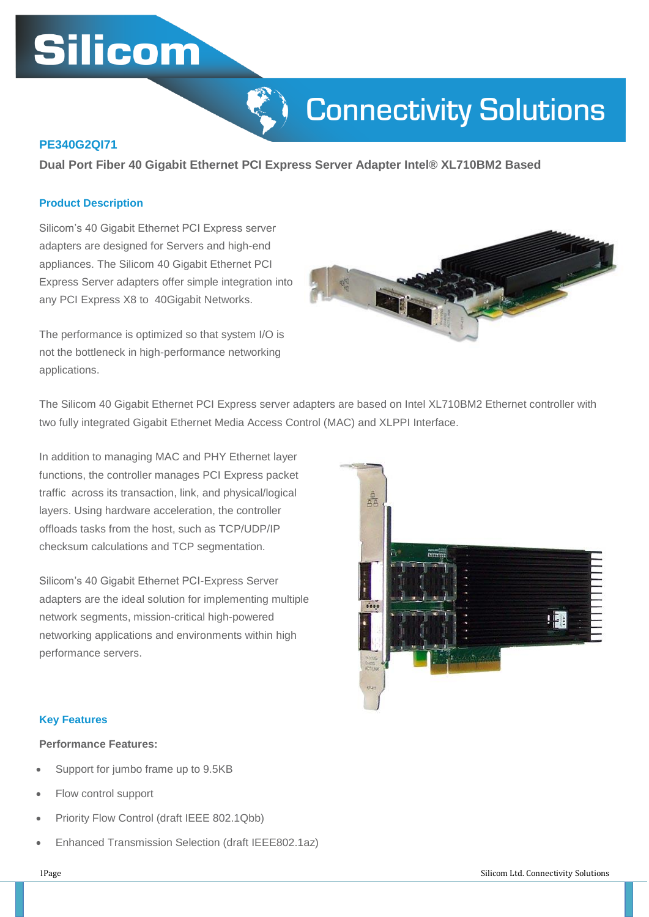Silicom

Connectivity Solutions

## PE340G2QI71

**Dual Port Fiber 40 Gigabit Ethernet PCI Express Server Adapter Intel® XL710BM2 Based**

### Product Description

Silicom's 40 Gigabit Ethernet PCI Express server adapters are designed for Servers and high-end appliances. The Silicom 40 Gigabit Ethernet PCI Express Server adapters offer simple integration into any PCI Express X8 to 40Gigabit Networks.

The performance is optimized so that system I/O is not the bottleneck in high-performance networking applications.

The Silicom 40 Gigabit Ethernet PCI Express server adapters are based on Intel XL710BM2 Ethernet controller with two fully integrated Gigabit Ethernet Media Access Control (MAC) and XLPPI Interface.

In addition to managing MAC and PHY Ethernet layer functions, the controller manages PCI Express packet traffic across its transaction, link, and physical/logical layers. Using hardware acceleration, the controller offloads tasks from the host, such as TCP/UDP/IP checksum calculations and TCP segmentation.

Silicom's 40 Gigabit Ethernet PCI-Express Server adapters are the ideal solution for implementing multiple network segments, mission-critical high-powered networking applications and environments within high performance servers.

### Key Features

**Performance Features:**

- Support for jumbo frame up to 9.5KB
- Flow control support
- Priority Flow Control (draft IEEE 802.1Qbb)
- Enhanced Transmission Selection (draft IEEE802.1az)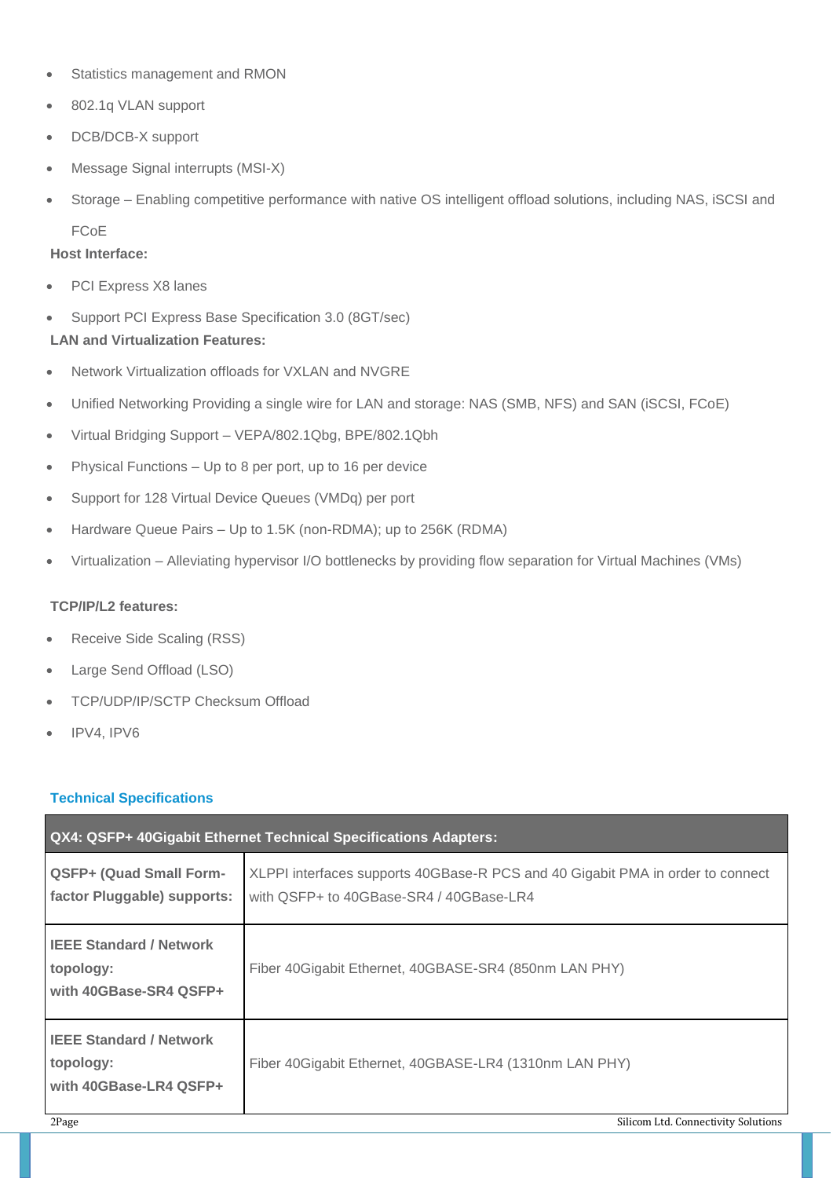- Statistics management and RMON
- 802.1q VLAN support
- DCB/DCB-X support
- Message Signal interrupts (MSI-X)
- Storage – Enabling competitive performance with native OS intelligent offload solutions, including NAS, iSCSI and FCoE

**Host Interface:**

- PCI Express X8 lanes
- Support PCI Express Base Specification 3.0 (8GT/sec)

**LAN and Virtualization Features:**

- Network Virtualization offloads for VXLAN and NVGRE
- Unified Networking Providing a single wire for LAN and storage: NAS (SMB, NFS) and SAN (iSCSI, FCoE)
- Virtual Bridging Support – VEPA/802.1Qbg, BPE/802.1Qbh
- Physical Functions – Up to 8 per port, up to 16 per device
- Support for 128 Virtual Device Queues (VMDq) per port
- Hardware Queue Pairs – Up to 1.5K (non-RDMA); up to 256K (RDMA)
- Virtualization – Alleviating hypervisor I/O bottlenecks by providing flow separation for Virtual Machines (VMs)

**TCP/IP/L2 features:**

- Receive Side Scaling (RSS)
- Large Send Offload (LSO)
- TCP/UDP/IP/SCTP Checksum Offload
- IPV4, IPV6

## Technical Specifications

| QX4: QSFP+ 40Gigabit Ethernet Technical Specifications Adapters: | |
|---|---|
| **QSFP+ (Quad Small Form-factor Pluggable) supports:** | XLPPI interfaces supports 40GBase-R PCS and 40 Gigabit PMA in order to connect with QSFP+ to 40GBase-SR4 / 40GBase-LR4 |
| **IEEE Standard / Network topology: with 40GBase-SR4 QSFP+** | Fiber 40Gigabit Ethernet, 40GBASE-SR4 (850nm LAN PHY) |
| **IEEE Standard / Network topology: with 40GBase-LR4 QSFP+** | Fiber 40Gigabit Ethernet, 40GBASE-LR4 (1310nm LAN PHY) |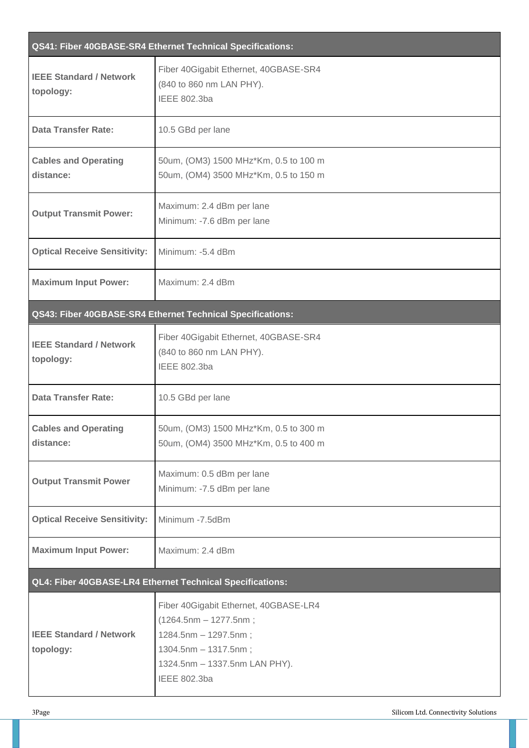| QS41: Fiber 40GBASE-SR4 Ethernet Technical Specifications: | |
|---|---|
| **IEEE Standard / Network topology:** | Fiber 40Gigabit Ethernet, 40GBASE-SR4<br>(840 to 860 nm LAN PHY).<br>IEEE 802.3ba |
| **Data Transfer Rate:** | 10.5 GBd per lane |
| **Cables and Operating distance:** | 50um, (OM3) 1500 MHz*Km, 0.5 to 100 m<br>50um, (OM4) 3500 MHz*Km, 0.5 to 150 m |
| **Output Transmit Power:** | Maximum: 2.4 dBm per lane<br>Minimum: -7.6 dBm per lane |
| **Optical Receive Sensitivity:** | Minimum: -5.4 dBm |
| **Maximum Input Power:** | Maximum: 2.4 dBm |

| QS43: Fiber 40GBASE-SR4 Ethernet Technical Specifications: | |
|---|---|
| **IEEE Standard / Network topology:** | Fiber 40Gigabit Ethernet, 40GBASE-SR4<br>(840 to 860 nm LAN PHY).<br>IEEE 802.3ba |
| **Data Transfer Rate:** | 10.5 GBd per lane |
| **Cables and Operating distance:** | 50um, (OM3) 1500 MHz*Km, 0.5 to 300 m<br>50um, (OM4) 3500 MHz*Km, 0.5 to 400 m |
| **Output Transmit Power** | Maximum: 0.5 dBm per lane<br>Minimum: -7.5 dBm per lane |
| **Optical Receive Sensitivity:** | Minimum -7.5dBm |
| **Maximum Input Power:** | Maximum: 2.4 dBm |

| QL4: Fiber 40GBASE-LR4 Ethernet Technical Specifications: | |
|---|---|
| **IEEE Standard / Network topology:** | Fiber 40Gigabit Ethernet, 40GBASE-LR4<br>(1264.5nm – 1277.5nm ;<br>1284.5nm – 1297.5nm ;<br>1304.5nm – 1317.5nm ;<br>1324.5nm – 1337.5nm LAN PHY).<br>IEEE 802.3ba |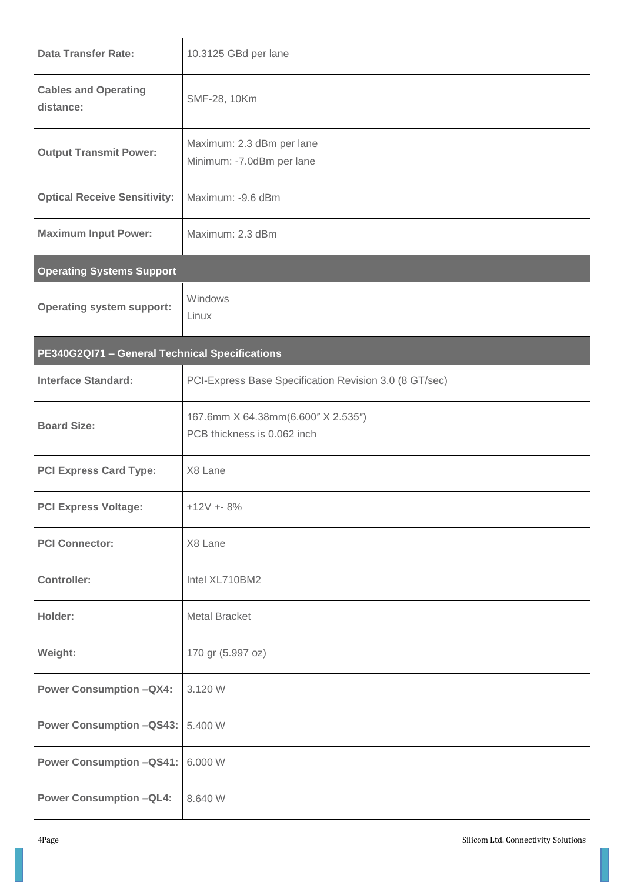| | |
|---|---|
| **Data Transfer Rate:** | 10.3125 GBd per lane |
| **Cables and Operating distance:** | SMF-28, 10Km |
| **Output Transmit Power:** | Maximum: 2.3 dBm per lane<br>Minimum: -7.0dBm per lane |
| **Optical Receive Sensitivity:** | Maximum: -9.6 dBm |
| **Maximum Input Power:** | Maximum: 2.3 dBm |

| **Operating Systems Support** | |
|---|---|
| **Operating system support:** | Windows<br>Linux |

| **PE340G2QI71 – General Technical Specifications** | |
|---|---|
| **Interface Standard:** | PCI-Express Base Specification Revision 3.0 (8 GT/sec) |
| **Board Size:** | 167.6mm X 64.38mm(6.600″ X 2.535″)<br>PCB thickness is 0.062 inch |
| **PCI Express Card Type:** | X8 Lane |
| **PCI Express Voltage:** | +12V +- 8% |
| **PCI Connector:** | X8 Lane |
| **Controller:** | Intel XL710BM2 |
| **Holder:** | Metal Bracket |
| **Weight:** | 170 gr (5.997 oz) |
| **Power Consumption –QX4:** | 3.120 W |
| **Power Consumption –QS43:** | 5.400 W |
| **Power Consumption –QS41:** | 6.000 W |
| **Power Consumption –QL4:** | 8.640 W |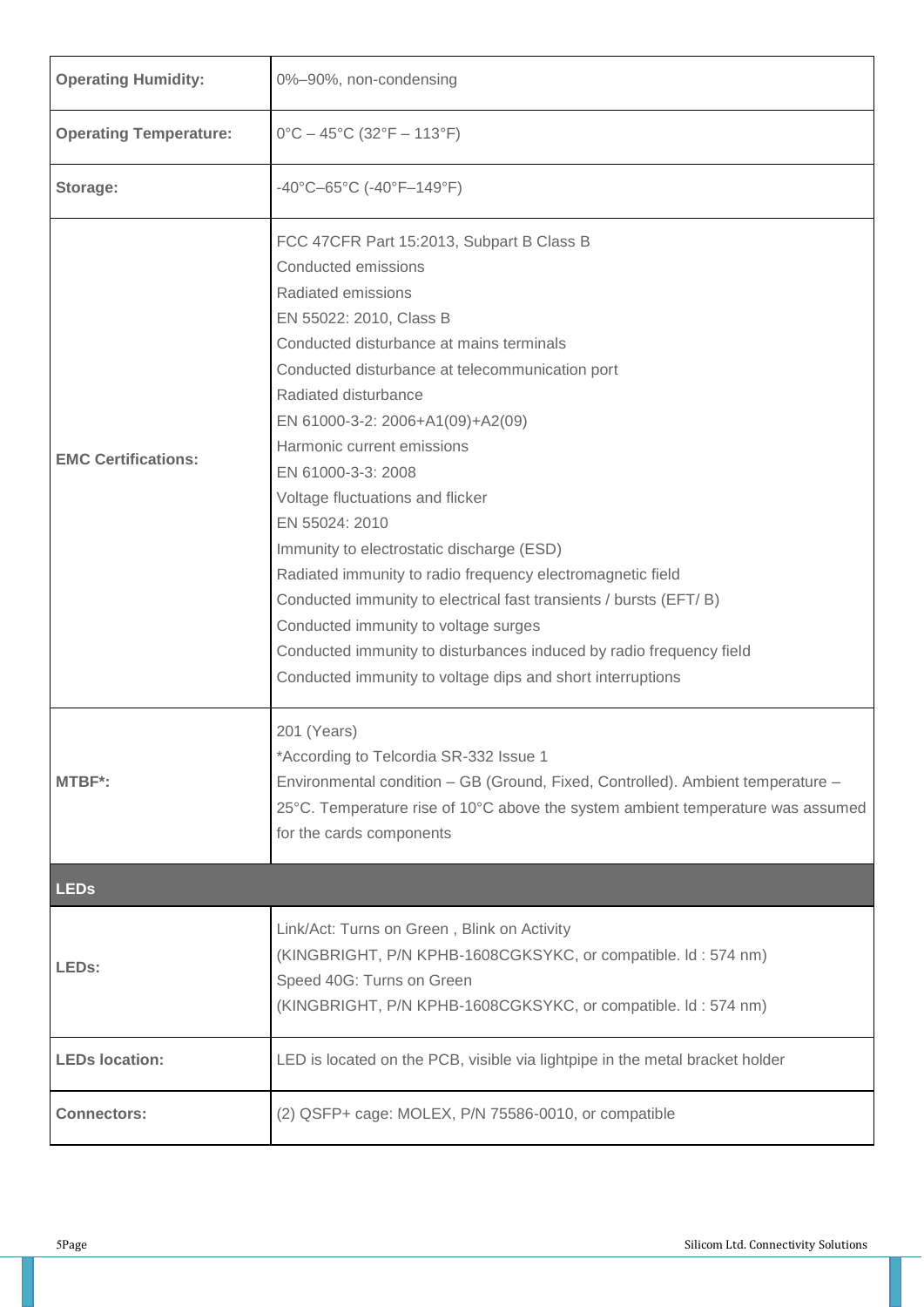| | |
|---|---|
| **Operating Humidity:** | 0%–90%, non-condensing |
| **Operating Temperature:** | 0°C – 45°C (32°F – 113°F) |
| **Storage:** | -40°C–65°C (-40°F–149°F) |
| **EMC Certifications:** | FCC 47CFR Part 15:2013, Subpart B Class B<br>Conducted emissions<br>Radiated emissions<br>EN 55022: 2010, Class B<br>Conducted disturbance at mains terminals<br>Conducted disturbance at telecommunication port<br>Radiated disturbance<br>EN 61000-3-2: 2006+A1(09)+A2(09)<br>Harmonic current emissions<br>EN 61000-3-3: 2008<br>Voltage fluctuations and flicker<br>EN 55024: 2010<br>Immunity to electrostatic discharge (ESD)<br>Radiated immunity to radio frequency electromagnetic field<br>Conducted immunity to electrical fast transients / bursts (EFT/ B)<br>Conducted immunity to voltage surges<br>Conducted immunity to disturbances induced by radio frequency field<br>Conducted immunity to voltage dips and short interruptions |
| **MTBF*:** | 201 (Years)<br>*According to Telcordia SR-332 Issue 1<br>Environmental condition – GB (Ground, Fixed, Controlled). Ambient temperature – 25°C. Temperature rise of 10°C above the system ambient temperature was assumed for the cards components |
| **LEDs** | |
| **LEDs:** | Link/Act: Turns on Green , Blink on Activity<br>(KINGBRIGHT, P/N KPHB-1608CGKSYKC, or compatible. ld : 574 nm)<br>Speed 40G: Turns on Green<br>(KINGBRIGHT, P/N KPHB-1608CGKSYKC, or compatible. ld : 574 nm) |
| **LEDs location:** | LED is located on the PCB, visible via lightpipe in the metal bracket holder |
| **Connectors:** | (2) QSFP+ cage: MOLEX, P/N 75586-0010, or compatible |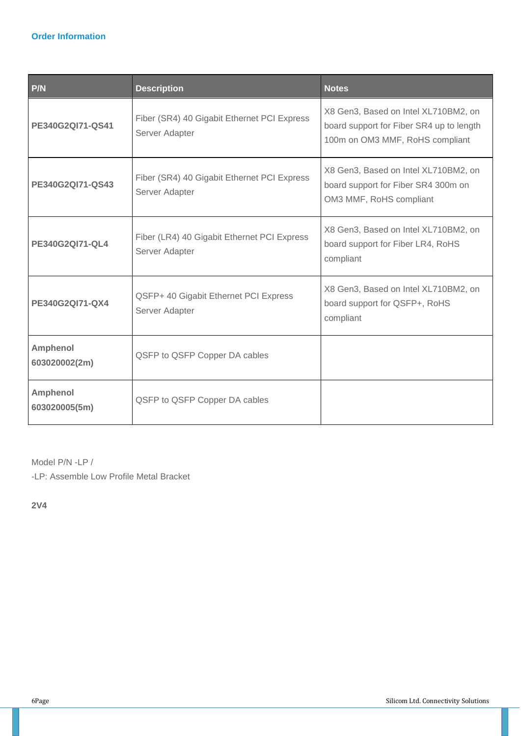## Order Information

| P/N | Description | Notes |
|---|---|---|
| **PE340G2QI71-QS41** | Fiber (SR4) 40 Gigabit Ethernet PCI Express Server Adapter | X8 Gen3, Based on Intel XL710BM2, on board support for Fiber SR4 up to length 100m on OM3 MMF, RoHS compliant |
| **PE340G2QI71-QS43** | Fiber (SR4) 40 Gigabit Ethernet PCI Express Server Adapter | X8 Gen3, Based on Intel XL710BM2, on board support for Fiber SR4 300m on OM3 MMF, RoHS compliant |
| **PE340G2QI71-QL4** | Fiber (LR4) 40 Gigabit Ethernet PCI Express Server Adapter | X8 Gen3, Based on Intel XL710BM2, on board support for Fiber LR4, RoHS compliant |
| **PE340G2QI71-QX4** | QSFP+ 40 Gigabit Ethernet PCI Express Server Adapter | X8 Gen3, Based on Intel XL710BM2, on board support for QSFP+, RoHS compliant |
| **Amphenol 603020002(2m)** | QSFP to QSFP Copper DA cables | |
| **Amphenol 603020005(5m)** | QSFP to QSFP Copper DA cables | |

Model P/N -LP /
-LP: Assemble Low Profile Metal Bracket

**2V4**